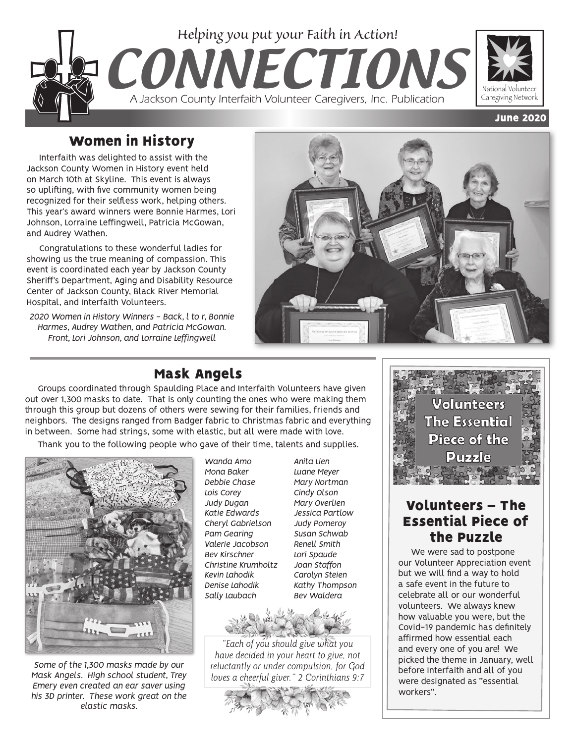Helping you put your Faith in Action!

# CONNECTIONS

A Jackson County Interfaith Volunteer Caregivers, Inc. Publication

National Volunteer Caregiving Network

June 2020

## Women in History

Interfaith was delighted to assist with the Jackson County Women in History event held on March 10th at Skyline. This event is always so uplifting, with five community women being recognized for their selfless work, helping others. This year's award winners were Bonnie Harmes, Lori Johnson, Lorraine Leffingwell, Patricia McGowan, and Audrey Wathen.

Congratulations to these wonderful ladies for showing us the true meaning of compassion. This event is coordinated each year by Jackson County Sheriff's Department, Aging and Disability Resource Center of Jackson County, Black River Memorial Hospital, and Interfaith Volunteers.

*2020 Women in History Winners – Back, l to r, Bonnie Harmes, Audrey Wathen, and Patricia McGowan. Front, Lori Johnson, and Lorraine Leffingwell*

## Mask Angels

Groups coordinated through Spaulding Place and Interfaith Volunteers have given out over 1,300 masks to date. That is only counting the ones who were making them through this group but dozens of others were sewing for their families, friends and neighbors. The designs ranged from Badger fabric to Christmas fabric and everything in between. Some had strings, some with elastic, but all were made with love.

Thank you to the following people who gave of their time, talents and supplies.

*Wanda Amo*
*Mona Baker*
*Debbie Chase*
*Lois Corey*
*Judy Dugan*
*Katie Edwards*
*Cheryl Gabrielson*
*Pam Gearing*
*Valerie Jacobson*
*Bev Kirschner*
*Christine Krumholtz*
*Kevin Lahodik*
*Denise Lahodik*
*Sally Laubach*
*Anita Lien*
*Luane Meyer*
*Mary Nortman*
*Cindy Olson*
*Mary Overlien*
*Jessica Partlow*
*Judy Pomeroy*
*Susan Schwab*
*Renell Smith*
*Lori Spaude*
*Joan Staffon*
*Carolyn Steien*
*Kathy Thompson*
*Bev Waldera*

*Some of the 1,300 masks made by our Mask Angels. High school student, Trey Emery even created an ear saver using his 3D printer. These work great on the elastic masks.*

*"Each of you should give what you have decided in your heart to give, not reluctantly or under compulsion, for God loves a cheerful giver." 2 Corinthians 9:7*

Volunteers The Essential Piece of the Puzzle

## Volunteers – The Essential Piece of the Puzzle

We were sad to postpone our Volunteer Appreciation event but we will find a way to hold a safe event in the future to celebrate all or our wonderful volunteers. We always knew how valuable you were, but the Covid-19 pandemic has definitely affirmed how essential each and every one of you are! We picked the theme in January, well before Interfaith and all of you were designated as "essential workers".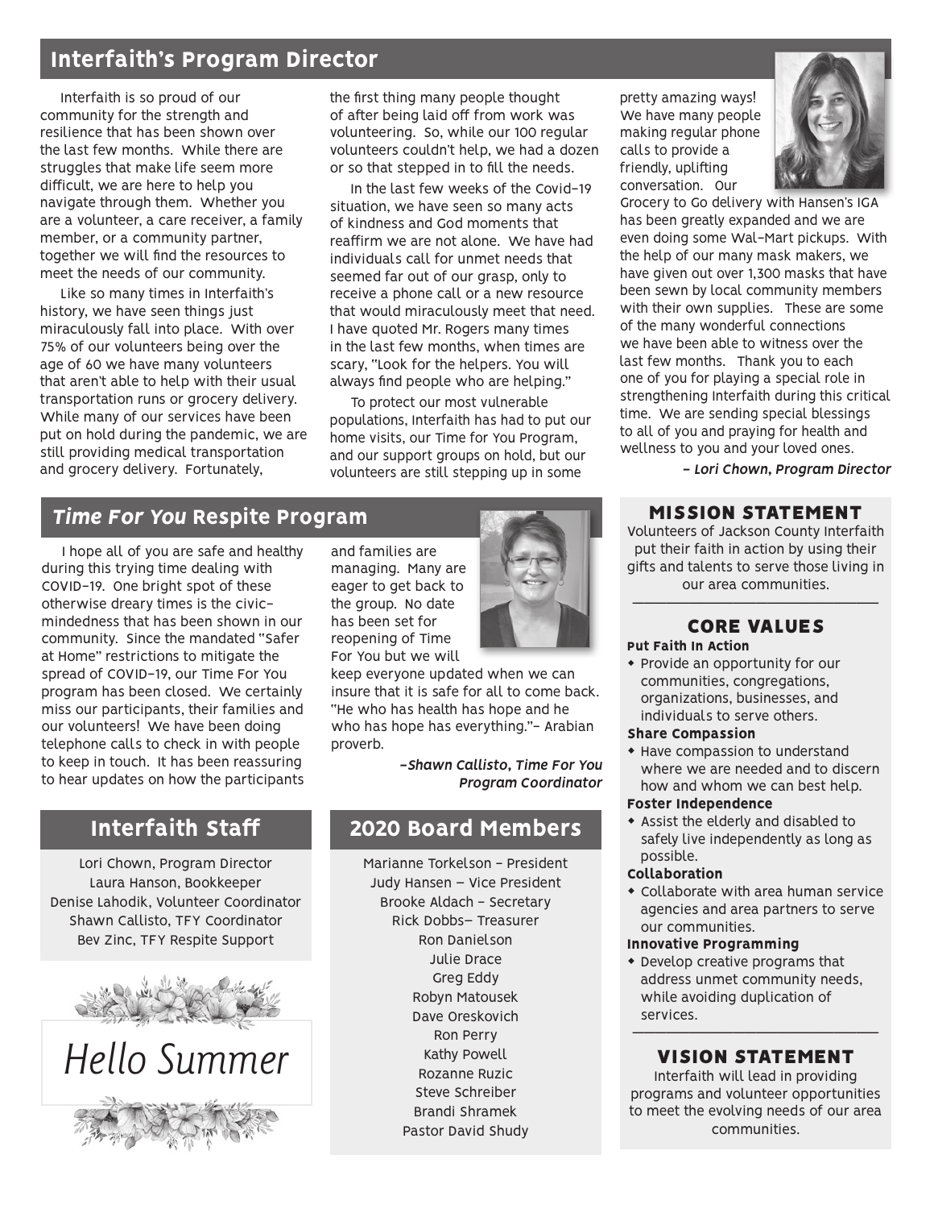## Interfaith's Program Director

Interfaith is so proud of our community for the strength and resilience that has been shown over the last few months. While there are struggles that make life seem more difficult, we are here to help you navigate through them. Whether you are a volunteer, a care receiver, a family member, or a community partner, together we will find the resources to meet the needs of our community.

Like so many times in Interfaith's history, we have seen things just miraculously fall into place. With over 75% of our volunteers being over the age of 60 we have many volunteers that aren't able to help with their usual transportation runs or grocery delivery. While many of our services have been put on hold during the pandemic, we are still providing medical transportation and grocery delivery. Fortunately, the first thing many people thought of after being laid off from work was volunteering. So, while our 100 regular volunteers couldn't help, we had a dozen or so that stepped in to fill the needs.

In the last few weeks of the Covid-19 situation, we have seen so many acts of kindness and God moments that reaffirm we are not alone. We have had individuals call for unmet needs that seemed far out of our grasp, only to receive a phone call or a new resource that would miraculously meet that need. I have quoted Mr. Rogers many times in the last few months, when times are scary, "Look for the helpers. You will always find people who are helping."

To protect our most vulnerable populations, Interfaith has had to put our home visits, our Time for You Program, and our support groups on hold, but our volunteers are still stepping up in some pretty amazing ways! We have many people making regular phone calls to provide a friendly, uplifting conversation. Our Grocery to Go delivery with Hansen's IGA has been greatly expanded and we are even doing some Wal-Mart pickups. With the help of our many mask makers, we have given out over 1,300 masks that have been sewn by local community members with their own supplies. These are some of the many wonderful connections we have been able to witness over the last few months. Thank you to each one of you for playing a special role in strengthening Interfaith during this critical time. We are sending special blessings to all of you and praying for health and wellness to you and your loved ones.

*– Lori Chown, Program Director*

## *Time For You* Respite Program

I hope all of you are safe and healthy during this trying time dealing with COVID-19. One bright spot of these otherwise dreary times is the civic-mindedness that has been shown in our community. Since the mandated "Safer at Home" restrictions to mitigate the spread of COVID-19, our Time For You program has been closed. We certainly miss our participants, their families and our volunteers! We have been doing telephone calls to check in with people to keep in touch. It has been reassuring to hear updates on how the participants and families are managing. Many are eager to get back to the group. No date has been set for reopening of Time For You but we will keep everyone updated when we can insure that it is safe for all to come back. "He who has health has hope and he who has hope has everything."– Arabian proverb.

*–Shawn Callisto, Time For You Program Coordinator*

## Interfaith Staff

Lori Chown, Program Director
Laura Hanson, Bookkeeper
Denise Lahodik, Volunteer Coordinator
Shawn Callisto, TFY Coordinator
Bev Zinc, TFY Respite Support

*Hello Summer*

## 2020 Board Members

Marianne Torkelson – President
Judy Hansen – Vice President
Brooke Aldach – Secretary
Rick Dobbs– Treasurer
Ron Danielson
Julie Drace
Greg Eddy
Robyn Matousek
Dave Oreskovich
Ron Perry
Kathy Powell
Rozanne Ruzic
Steve Schreiber
Brandi Shramek
Pastor David Shudy

## MISSION STATEMENT

Volunteers of Jackson County Interfaith put their faith in action by using their gifts and talents to serve those living in our area communities.

## CORE VALUES

**Put Faith In Action**
- Provide an opportunity for our communities, congregations, organizations, businesses, and individuals to serve others.

**Share Compassion**
- Have compassion to understand where we are needed and to discern how and whom we can best help.

**Foster Independence**
- Assist the elderly and disabled to safely live independently as long as possible.

**Collaboration**
- Collaborate with area human service agencies and area partners to serve our communities.

**Innovative Programming**
- Develop creative programs that address unmet community needs, while avoiding duplication of services.

## VISION STATEMENT

Interfaith will lead in providing programs and volunteer opportunities to meet the evolving needs of our area communities.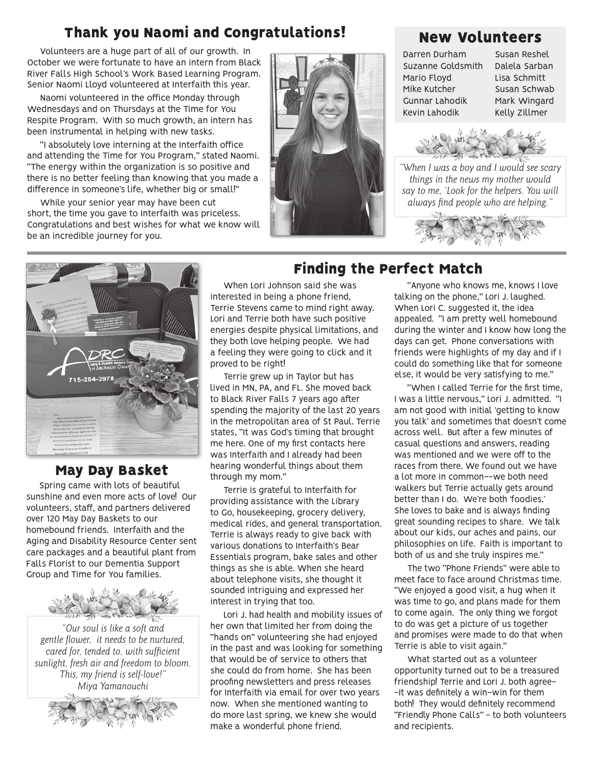## Thank you Naomi and Congratulations!

Volunteers are a huge part of all of our growth. In October we were fortunate to have an intern from Black River Falls High School's Work Based Learning Program. Senior Naomi Lloyd volunteered at Interfaith this year.

Naomi volunteered in the office Monday through Wednesdays and on Thursdays at the Time for You Respite Program. With so much growth, an intern has been instrumental in helping with new tasks.

"I absolutely love interning at the Interfaith office and attending the Time for You Program," stated Naomi. "The energy within the organization is so positive and there is no better feeling than knowing that you made a difference in someone's life, whether big or small!"

While your senior year may have been cut short, the time you gave to Interfaith was priceless. Congratulations and best wishes for what we know will be an incredible journey for you.

## New Volunteers

- Darren Durham
- Suzanne Goldsmith
- Mario Floyd
- Mike Kutcher
- Gunnar Lahodik
- Kevin Lahodik
- Susan Reshel
- Dalela Sarban
- Lisa Schmitt
- Susan Schwab
- Mark Wingard
- Kelly Zillmer

*"When I was a boy and I would see scary things in the news my mother would say to me, 'Look for the helpers. You will always find people who are helping."*

## May Day Basket

Spring came with lots of beautiful sunshine and even more acts of love! Our volunteers, staff, and partners delivered over 120 May Day Baskets to our homebound friends. Interfaith and the Aging and Disability Resource Center sent care packages and a beautiful plant from Falls Florist to our Dementia Support Group and Time for You families.

*"Our soul is like a soft and gentle flower, it needs to be nurtured, cared for, tended to, with sufficient sunlight, fresh air and freedom to bloom. This, my friend is self-love!"*
*Miya Yamanouchi*

## Finding the Perfect Match

When Lori Johnson said she was interested in being a phone friend, Terrie Stevens came to mind right away. Lori and Terrie both have such positive energies despite physical limitations, and they both love helping people. We had a feeling they were going to click and it proved to be right!

Terrie grew up in Taylor but has lived in MN, PA, and FL. She moved back to Black River Falls 7 years ago after spending the majority of the last 20 years in the metropolitan area of St Paul. Terrie states, "It was God's timing that brought me here. One of my first contacts here was Interfaith and I already had been hearing wonderful things about them through my mom."

Terrie is grateful to Interfaith for providing assistance with the Library to Go, housekeeping, grocery delivery, medical rides, and general transportation. Terrie is always ready to give back with various donations to Interfaith's Bear Essentials program, bake sales and other things as she is able. When she heard about telephone visits, she thought it sounded intriguing and expressed her interest in trying that too.

Lori J. had health and mobility issues of her own that limited her from doing the "hands on" volunteering she had enjoyed in the past and was looking for something that would be of service to others that she could do from home. She has been proofing newsletters and press releases for Interfaith via email for over two years now. When she mentioned wanting to do more last spring, we knew she would make a wonderful phone friend.

"Anyone who knows me, knows I love talking on the phone," Lori J. laughed. When Lori C. suggested it, the idea appealed. "I am pretty well homebound during the winter and I know how long the days can get. Phone conversations with friends were highlights of my day and if I could do something like that for someone else, it would be very satisfying to me."

"When I called Terrie for the first time, I was a little nervous," Lori J. admitted. "I am not good with initial 'getting to know you talk' and sometimes that doesn't come across well. But after a few minutes of casual questions and answers, reading was mentioned and we were off to the races from there. We found out we have a lot more in common––we both need walkers but Terrie actually gets around better than I do. We're both 'foodies.' She loves to bake and is always finding great sounding recipes to share. We talk about our kids, our aches and pains, our philosophies on life. Faith is important to both of us and she truly inspires me."

The two "Phone Friends" were able to meet face to face around Christmas time. "We enjoyed a good visit, a hug when it was time to go, and plans made for them to come again. The only thing we forgot to do was get a picture of us together and promises were made to do that when Terrie is able to visit again."

What started out as a volunteer opportunity turned out to be a treasured friendship! Terrie and Lori J. both agree––It was definitely a win-win for them both! They would definitely recommend "Friendly Phone Calls" – to both volunteers and recipients.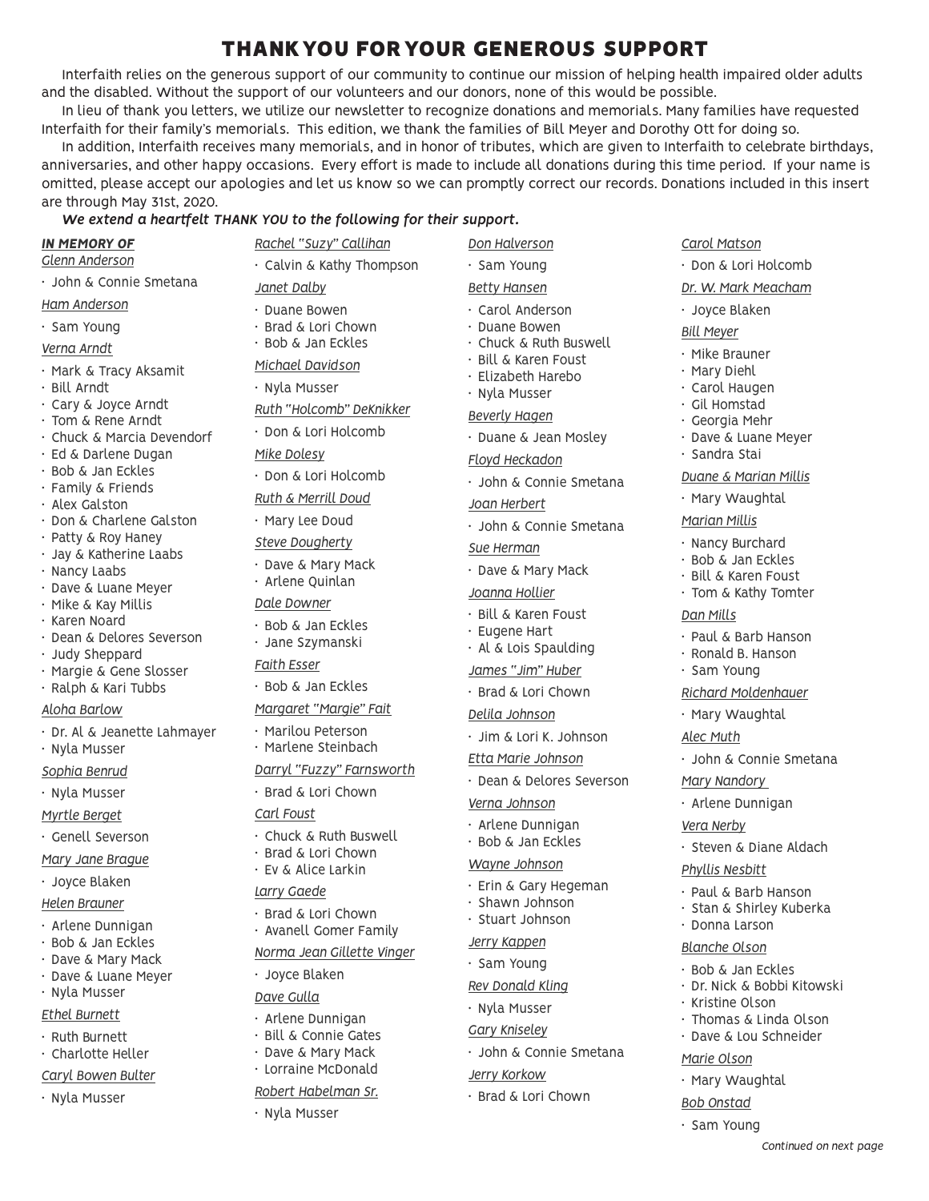# THANK YOU FOR YOUR GENEROUS SUPPORT

Interfaith relies on the generous support of our community to continue our mission of helping health impaired older adults and the disabled. Without the support of our volunteers and our donors, none of this would be possible.

In lieu of thank you letters, we utilize our newsletter to recognize donations and memorials. Many families have requested Interfaith for their family's memorials. This edition, we thank the families of Bill Meyer and Dorothy Ott for doing so.

In addition, Interfaith receives many memorials, and in honor of tributes, which are given to Interfaith to celebrate birthdays, anniversaries, and other happy occasions. Every effort is made to include all donations during this time period. If your name is omitted, please accept our apologies and let us know so we can promptly correct our records. Donations included in this insert are through May 31st, 2020.

***We extend a heartfelt THANK YOU to the following for their support.***

***IN MEMORY OF***

*Glenn Anderson*
- John & Connie Smetana

*Ham Anderson*
- Sam Young

*Verna Arndt*
- Mark & Tracy Aksamit
- Bill Arndt
- Cary & Joyce Arndt
- Tom & Rene Arndt
- Chuck & Marcia Devendorf
- Ed & Darlene Dugan
- Bob & Jan Eckles
- Family & Friends
- Alex Galston
- Don & Charlene Galston
- Patty & Roy Haney
- Jay & Katherine Laabs
- Nancy Laabs
- Dave & Luane Meyer
- Mike & Kay Millis
- Karen Noard
- Dean & Delores Severson
- Judy Sheppard
- Margie & Gene Slosser
- Ralph & Kari Tubbs

*Aloha Barlow*
- Dr. Al & Jeanette Lahmayer
- Nyla Musser

*Sophia Benrud*
- Nyla Musser

*Myrtle Berget*
- Genell Severson

*Mary Jane Brague*
- Joyce Blaken

*Helen Brauner*
- Arlene Dunnigan
- Bob & Jan Eckles
- Dave & Mary Mack
- Dave & Luane Meyer
- Nyla Musser

*Ethel Burnett*
- Ruth Burnett
- Charlotte Heller

*Caryl Bowen Bulter*
- Nyla Musser

*Rachel "Suzy" Callihan*
- Calvin & Kathy Thompson

*Janet Dalby*
- Duane Bowen
- Brad & Lori Chown
- Bob & Jan Eckles

*Michael Davidson*
- Nyla Musser

*Ruth "Holcomb" DeKnikker*
- Don & Lori Holcomb

*Mike Dolesy*
- Don & Lori Holcomb

*Ruth & Merrill Doud*
- Mary Lee Doud

*Steve Dougherty*
- Dave & Mary Mack
- Arlene Quinlan

*Dale Downer*
- Bob & Jan Eckles
- Jane Szymanski

*Faith Esser*
- Bob & Jan Eckles

*Margaret "Margie" Fait*
- Marilou Peterson
- Marlene Steinbach

*Darryl "Fuzzy" Farnsworth*
- Brad & Lori Chown

*Carl Foust*
- Chuck & Ruth Buswell
- Brad & Lori Chown
- Ev & Alice Larkin

*Larry Gaede*
- Brad & Lori Chown
- Avanell Gomer Family

*Norma Jean Gillette Vinger*
- Joyce Blaken

*Dave Gulla*
- Arlene Dunnigan
- Bill & Connie Gates
- Dave & Mary Mack
- Lorraine McDonald

*Robert Habelman Sr.*
- Nyla Musser

*Don Halverson*
- Sam Young

*Betty Hansen*
- Carol Anderson
- Duane Bowen
- Chuck & Ruth Buswell
- Bill & Karen Foust
- Elizabeth Harebo
- Nyla Musser

*Beverly Hagen*
- Duane & Jean Mosley

*Floyd Heckadon*
- John & Connie Smetana

*Joan Herbert*
- John & Connie Smetana

*Sue Herman*
- Dave & Mary Mack

*Joanna Hollier*
- Bill & Karen Foust
- Eugene Hart
- Al & Lois Spaulding

*James "Jim" Huber*
- Brad & Lori Chown

*Delila Johnson*
- Jim & Lori K. Johnson

*Etta Marie Johnson*
- Dean & Delores Severson

*Verna Johnson*
- Arlene Dunnigan
- Bob & Jan Eckles

*Wayne Johnson*
- Erin & Gary Hegeman
- Shawn Johnson
- Stuart Johnson

*Jerry Kappen*
- Sam Young

*Rev Donald Kling*
- Nyla Musser

*Gary Kniseley*
- John & Connie Smetana

*Jerry Korkow*
- Brad & Lori Chown

*Carol Matson*
- Don & Lori Holcomb

*Dr. W. Mark Meacham*
- Joyce Blaken

*Bill Meyer*
- Mike Brauner
- Mary Diehl
- Carol Haugen
- Gil Homstad
- Georgia Mehr
- Dave & Luane Meyer
- Sandra Stai

*Duane & Marian Millis*
- Mary Waughtal

*Marian Millis*
- Nancy Burchard
- Bob & Jan Eckles
- Bill & Karen Foust
- Tom & Kathy Tomter

*Dan Mills*
- Paul & Barb Hanson
- Ronald B. Hanson
- Sam Young

*Richard Moldenhauer*
- Mary Waughtal

*Alec Muth*
- John & Connie Smetana

*Mary Nandory*
- Arlene Dunnigan

*Vera Nerby*
- Steven & Diane Aldach

*Phyllis Nesbitt*
- Paul & Barb Hanson
- Stan & Shirley Kuberka
- Donna Larson

*Blanche Olson*
- Bob & Jan Eckles
- Dr. Nick & Bobbi Kitowski
- Kristine Olson
- Thomas & Linda Olson
- Dave & Lou Schneider

*Marie Olson*
- Mary Waughtal

*Bob Onstad*
- Sam Young

*Continued on next page*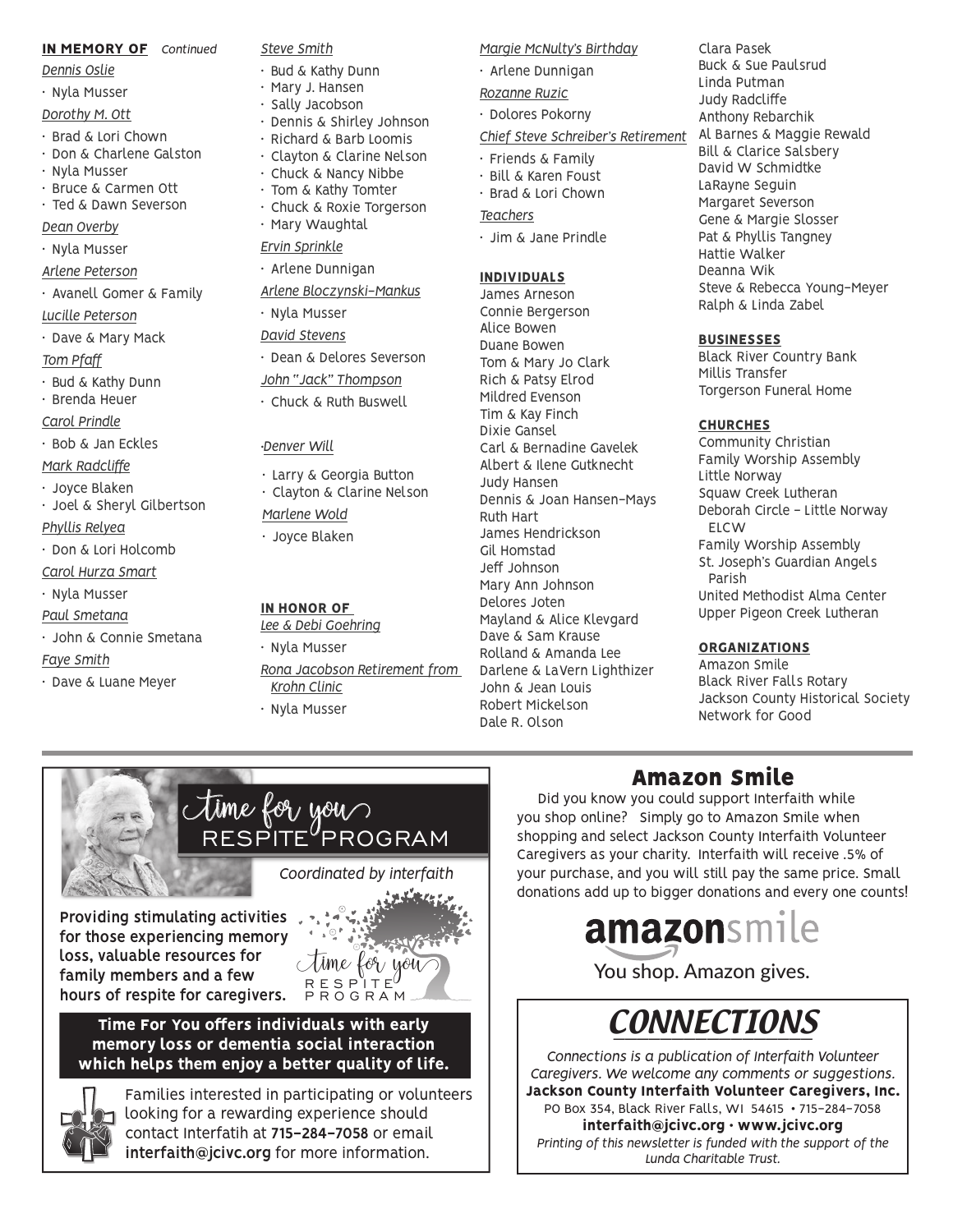## IN MEMORY OF *Continued*

*Dennis Oslie*

- Nyla Musser

*Dorothy M. Ott*

- Brad & Lori Chown
- Don & Charlene Galston
- Nyla Musser
- Bruce & Carmen Ott
- Ted & Dawn Severson

*Dean Overby*

- Nyla Musser

*Arlene Peterson*

- Avanell Gomer & Family

*Lucille Peterson*

- Dave & Mary Mack

*Tom Pfaff*

- Bud & Kathy Dunn
- Brenda Heuer

*Carol Prindle*

- Bob & Jan Eckles

*Mark Radcliffe*

- Joyce Blaken
- Joel & Sheryl Gilbertson

*Phyllis Relyea*

- Don & Lori Holcomb

*Carol Hurza Smart*

- Nyla Musser

*Paul Smetana*

- John & Connie Smetana

*Faye Smith*

- Dave & Luane Meyer

*Steve Smith*

- Bud & Kathy Dunn
- Mary J. Hansen
- Sally Jacobson
- Dennis & Shirley Johnson
- Richard & Barb Loomis
- Clayton & Clarine Nelson
- Chuck & Nancy Nibbe
- Tom & Kathy Tomter
- Chuck & Roxie Torgerson
- Mary Waughtal

*Ervin Sprinkle*

- Arlene Dunnigan

*Arlene Bloczynski-Mankus*

- Nyla Musser

*David Stevens*

- Dean & Delores Severson

*John "Jack" Thompson*

- Chuck & Ruth Buswell

*·Denver Will*

- Larry & Georgia Button
- Clayton & Clarine Nelson

*Marlene Wold*

- Joyce Blaken

## IN HONOR OF

*Lee & Debi Goehring*

- Nyla Musser

*Rona Jacobson Retirement from Krohn Clinic*

- Nyla Musser

*Margie McNulty's Birthday*

- Arlene Dunnigan

*Rozanne Ruzic*

- Dolores Pokorny

*Chief Steve Schreiber's Retirement*

- Friends & Family
- Bill & Karen Foust
- Brad & Lori Chown

*Teachers*

- Jim & Jane Prindle

## INDIVIDUALS

James Arneson
Connie Bergerson
Alice Bowen
Duane Bowen
Tom & Mary Jo Clark
Rich & Patsy Elrod
Mildred Evenson
Tim & Kay Finch
Dixie Gansel
Carl & Bernadine Gavelek
Albert & Ilene Gutknecht
Judy Hansen
Dennis & Joan Hansen-Mays
Ruth Hart
James Hendrickson
Gil Homstad
Jeff Johnson
Mary Ann Johnson
Delores Joten
Mayland & Alice Klevgard
Dave & Sam Krause
Rolland & Amanda Lee
Darlene & LaVern Lighthizer
John & Jean Louis
Robert Mickelson
Dale R. Olson
Clara Pasek
Buck & Sue Paulsrud
Linda Putman
Judy Radcliffe
Anthony Rebarchik
Al Barnes & Maggie Rewald
Bill & Clarice Salsbery
David W Schmidtke
LaRayne Seguin
Margaret Severson
Gene & Margie Slosser
Pat & Phyllis Tangney
Hattie Walker
Deanna Wik
Steve & Rebecca Young-Meyer
Ralph & Linda Zabel

## BUSINESSES

Black River Country Bank
Millis Transfer
Torgerson Funeral Home

## CHURCHES

Community Christian
Family Worship Assembly
Little Norway
Squaw Creek Lutheran
Deborah Circle - Little Norway ELCW
Family Worship Assembly
St. Joseph's Guardian Angels Parish
United Methodist Alma Center
Upper Pigeon Creek Lutheran

## ORGANIZATIONS

Amazon Smile
Black River Falls Rotary
Jackson County Historical Society
Network for Good

---

## Time for you RESPITE PROGRAM

*Coordinated by interfaith*

**Providing stimulating activities for those experiencing memory loss, valuable resources for family members and a few hours of respite for caregivers.**

Time for you RESPITE PROGRAM

**Time For You offers individuals with early memory loss or dementia social interaction which helps them enjoy a better quality of life.**

Families interested in participating or volunteers looking for a rewarding experience should contact Interfatih at **715-284-7058** or email **interfaith@jcivc.org** for more information.

## Amazon Smile

Did you know you could support Interfaith while you shop online? Simply go to Amazon Smile when shopping and select Jackson County Interfaith Volunteer Caregivers as your charity. Interfaith will receive .5% of your purchase, and you will still pay the same price. Small donations add up to bigger donations and every one counts!

amazonsmile

You shop. Amazon gives.

## CONNECTIONS

*Connections is a publication of Interfaith Volunteer Caregivers. We welcome any comments or suggestions.*

**Jackson County Interfaith Volunteer Caregivers, Inc.**

PO Box 354, Black River Falls, WI 54615 • 715-284-7058

**interfaith@jcivc.org • www.jcivc.org**

*Printing of this newsletter is funded with the support of the Lunda Charitable Trust.*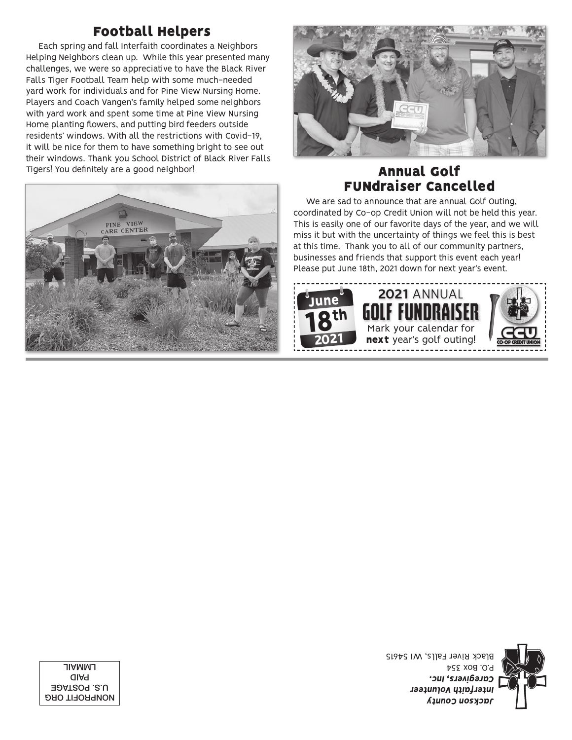## Football Helpers

Each spring and fall Interfaith coordinates a Neighbors Helping Neighbors clean up. While this year presented many challenges, we were so appreciative to have the Black River Falls Tiger Football Team help with some much-needed yard work for individuals and for Pine View Nursing Home. Players and Coach Vangen's family helped some neighbors with yard work and spent some time at Pine View Nursing Home planting flowers, and putting bird feeders outside residents' windows. With all the restrictions with Covid-19, it will be nice for them to have something bright to see out their windows. Thank you School District of Black River Falls Tigers! You definitely are a good neighbor!

## Annual Golf FUNdraiser Cancelled

We are sad to announce that are annual Golf Outing, coordinated by Co-op Credit Union will not be held this year. This is easily one of our favorite days of the year, and we will miss it but with the uncertainty of things we feel this is best at this time. Thank you to all of our community partners, businesses and friends that support this event each year! Please put June 18th, 2021 down for next year's event.

June 18th 2021

**2021** ANNUAL
**GOLF FUNDRAISER**
Mark your calendar for **next** year's golf outing!

CCU CO-OP CREDIT UNION

***Jackson County***
***Interfaith Volunteer***
***Caregivers, Inc.***
P.O. Box 354
Black River Falls, WI 54615

NONPROFIT ORG
U.S. POSTAGE
PAID
LMMAIL